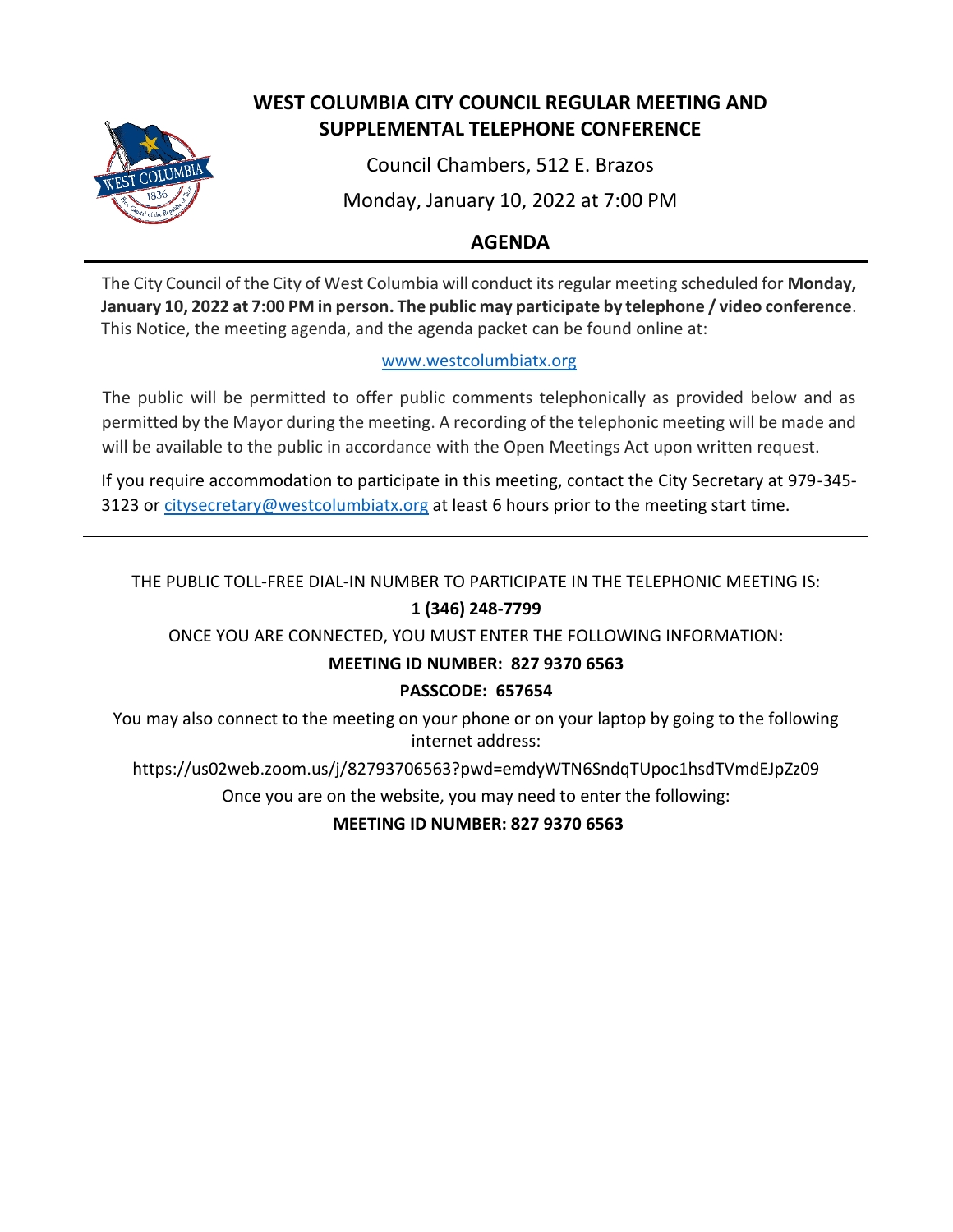# WEST COLUMBIA CITY COUNCIL REGULAR MEETING AND SUPPLEMENTAL TELEPHONE CONFERENCE

Council Chambers, 512 E. Brazos

Monday, January 10, 2022 at 7:00 PM

## AGENDA

The City Council of the City of West Columbia will conduct its regular meeting scheduled for **Monday, January 10, 2022 at 7:00 PM in person. The public may participate by telephone / video conference**. This Notice, the meeting agenda, and the agenda packet can be found online at:

www.westcolumbiatx.org

The public will be permitted to offer public comments telephonically as provided below and as permitted by the Mayor during the meeting. A recording of the telephonic meeting will be made and will be available to the public in accordance with the Open Meetings Act upon written request.

If you require accommodation to participate in this meeting, contact the City Secretary at 979-345-3123 or citysecretary@westcolumbiatx.org at least 6 hours prior to the meeting start time.

---

THE PUBLIC TOLL-FREE DIAL-IN NUMBER TO PARTICIPATE IN THE TELEPHONIC MEETING IS:

**1 (346) 248-7799**

ONCE YOU ARE CONNECTED, YOU MUST ENTER THE FOLLOWING INFORMATION:

**MEETING ID NUMBER: 827 9370 6563**

**PASSCODE: 657654**

You may also connect to the meeting on your phone or on your laptop by going to the following internet address:

https://us02web.zoom.us/j/82793706563?pwd=emdyWTN6SndqTUpoc1hsdTVmdEJpZz09

Once you are on the website, you may need to enter the following:

**MEETING ID NUMBER: 827 9370 6563**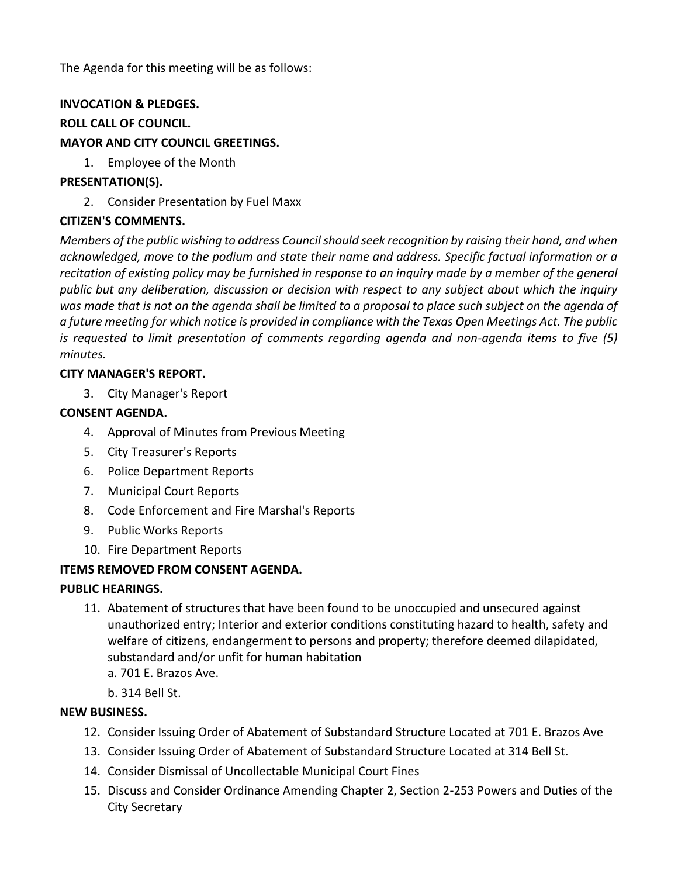The Agenda for this meeting will be as follows:

**INVOCATION & PLEDGES.**

**ROLL CALL OF COUNCIL.**

**MAYOR AND CITY COUNCIL GREETINGS.**

1. Employee of the Month

**PRESENTATION(S).**

2. Consider Presentation by Fuel Maxx

**CITIZEN'S COMMENTS.**

*Members of the public wishing to address Council should seek recognition by raising their hand, and when acknowledged, move to the podium and state their name and address. Specific factual information or a recitation of existing policy may be furnished in response to an inquiry made by a member of the general public but any deliberation, discussion or decision with respect to any subject about which the inquiry was made that is not on the agenda shall be limited to a proposal to place such subject on the agenda of a future meeting for which notice is provided in compliance with the Texas Open Meetings Act. The public is requested to limit presentation of comments regarding agenda and non-agenda items to five (5) minutes.*

**CITY MANAGER'S REPORT.**

3. City Manager's Report

**CONSENT AGENDA.**

4. Approval of Minutes from Previous Meeting
5. City Treasurer's Reports
6. Police Department Reports
7. Municipal Court Reports
8. Code Enforcement and Fire Marshal's Reports
9. Public Works Reports
10. Fire Department Reports

**ITEMS REMOVED FROM CONSENT AGENDA.**

**PUBLIC HEARINGS.**

11. Abatement of structures that have been found to be unoccupied and unsecured against unauthorized entry; Interior and exterior conditions constituting hazard to health, safety and welfare of citizens, endangerment to persons and property; therefore deemed dilapidated, substandard and/or unfit for human habitation
    a. 701 E. Brazos Ave.
    b. 314 Bell St.

**NEW BUSINESS.**

12. Consider Issuing Order of Abatement of Substandard Structure Located at 701 E. Brazos Ave
13. Consider Issuing Order of Abatement of Substandard Structure Located at 314 Bell St.
14. Consider Dismissal of Uncollectable Municipal Court Fines
15. Discuss and Consider Ordinance Amending Chapter 2, Section 2-253 Powers and Duties of the City Secretary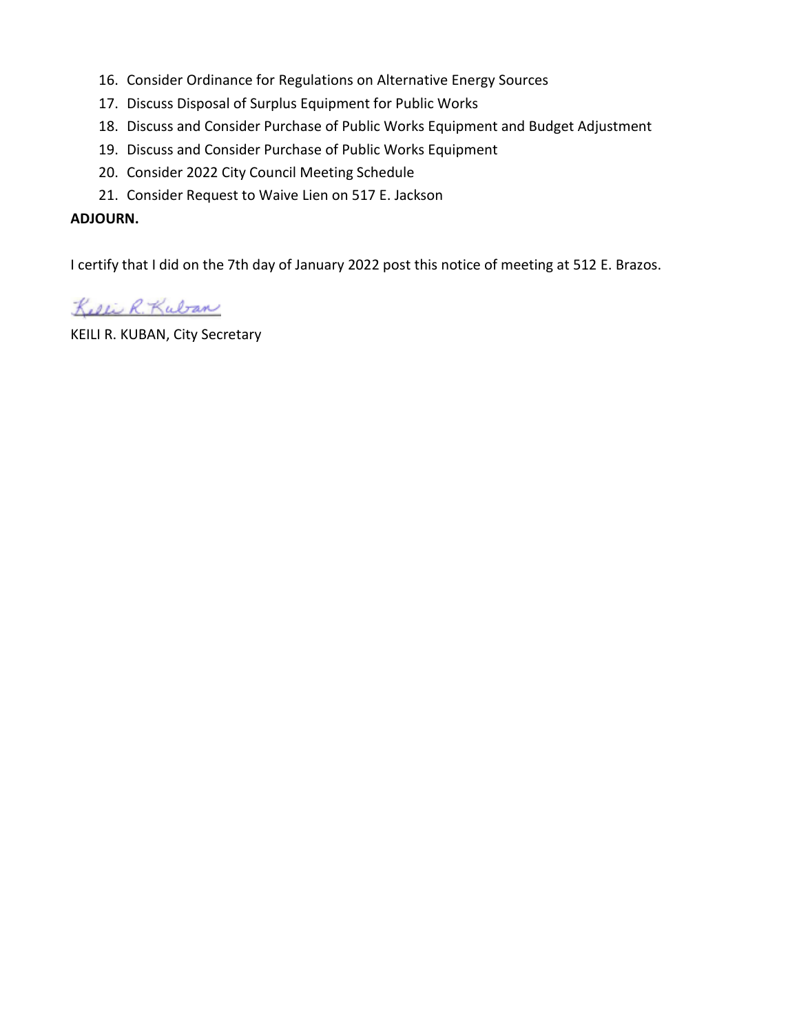16. Consider Ordinance for Regulations on Alternative Energy Sources
17. Discuss Disposal of Surplus Equipment for Public Works
18. Discuss and Consider Purchase of Public Works Equipment and Budget Adjustment
19. Discuss and Consider Purchase of Public Works Equipment
20. Consider 2022 City Council Meeting Schedule
21. Consider Request to Waive Lien on 517 E. Jackson

**ADJOURN.**

I certify that I did on the 7th day of January 2022 post this notice of meeting at 512 E. Brazos.

Keili R. Kuban

KEILI R. KUBAN, City Secretary